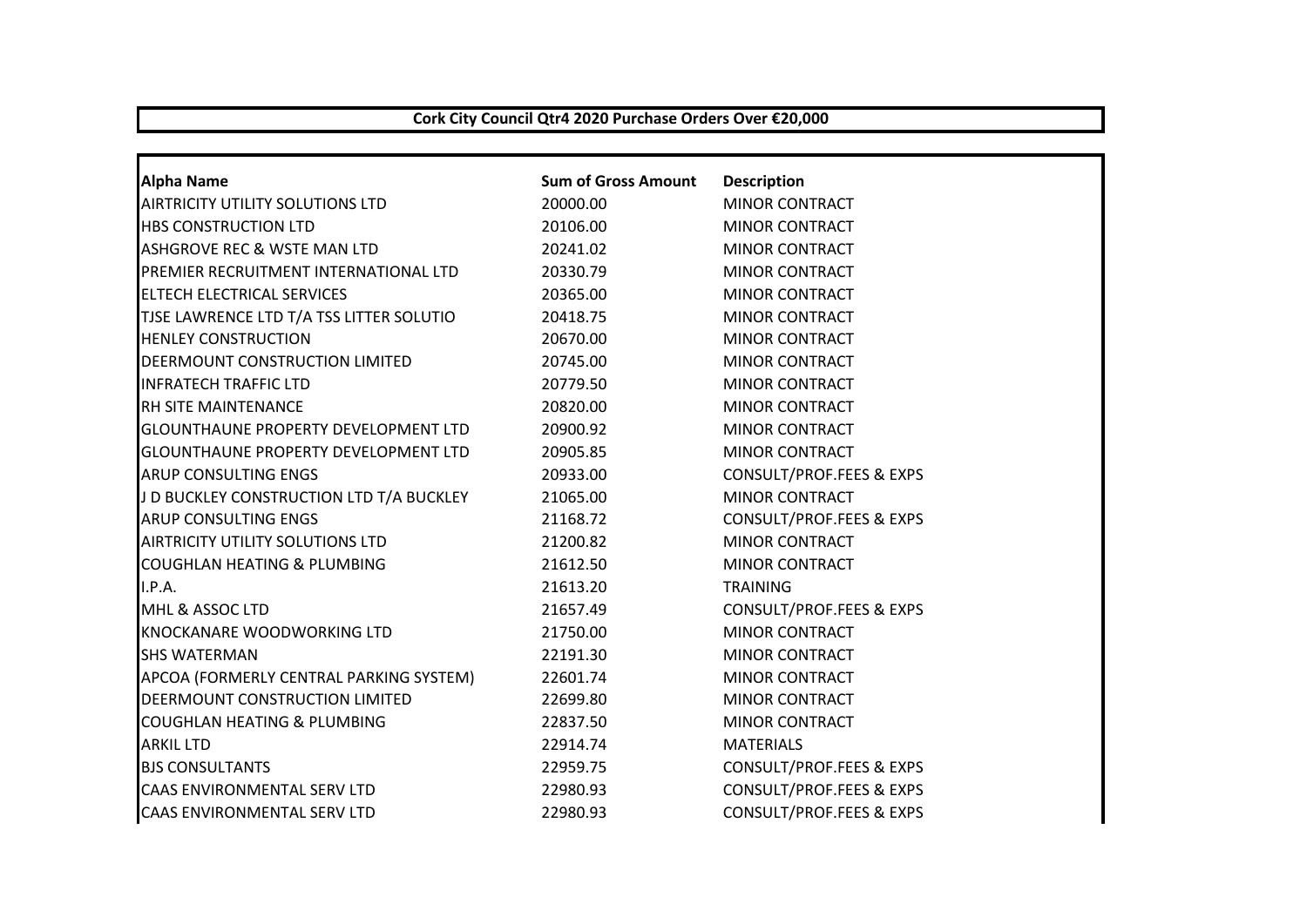# Cork City Council Qtr4 2020 Purchase Orders Over €20,000

| Alpha Name | Sum of Gross Amount | Description |
|---|---|---|
| AIRTRICITY UTILITY SOLUTIONS LTD | 20000.00 | MINOR CONTRACT |
| HBS CONSTRUCTION LTD | 20106.00 | MINOR CONTRACT |
| ASHGROVE REC & WSTE MAN LTD | 20241.02 | MINOR CONTRACT |
| PREMIER RECRUITMENT INTERNATIONAL LTD | 20330.79 | MINOR CONTRACT |
| ELTECH ELECTRICAL SERVICES | 20365.00 | MINOR CONTRACT |
| TJSE LAWRENCE LTD T/A TSS LITTER SOLUTIO | 20418.75 | MINOR CONTRACT |
| HENLEY CONSTRUCTION | 20670.00 | MINOR CONTRACT |
| DEERMOUNT CONSTRUCTION LIMITED | 20745.00 | MINOR CONTRACT |
| INFRATECH TRAFFIC LTD | 20779.50 | MINOR CONTRACT |
| RH SITE MAINTENANCE | 20820.00 | MINOR CONTRACT |
| GLOUNTHAUNE PROPERTY DEVELOPMENT LTD | 20900.92 | MINOR CONTRACT |
| GLOUNTHAUNE PROPERTY DEVELOPMENT LTD | 20905.85 | MINOR CONTRACT |
| ARUP CONSULTING ENGS | 20933.00 | CONSULT/PROF.FEES & EXPS |
| J D BUCKLEY CONSTRUCTION LTD T/A BUCKLEY | 21065.00 | MINOR CONTRACT |
| ARUP CONSULTING ENGS | 21168.72 | CONSULT/PROF.FEES & EXPS |
| AIRTRICITY UTILITY SOLUTIONS LTD | 21200.82 | MINOR CONTRACT |
| COUGHLAN HEATING & PLUMBING | 21612.50 | MINOR CONTRACT |
| I.P.A. | 21613.20 | TRAINING |
| MHL & ASSOC LTD | 21657.49 | CONSULT/PROF.FEES & EXPS |
| KNOCKANARE WOODWORKING LTD | 21750.00 | MINOR CONTRACT |
| SHS WATERMAN | 22191.30 | MINOR CONTRACT |
| APCOA (FORMERLY CENTRAL PARKING SYSTEM) | 22601.74 | MINOR CONTRACT |
| DEERMOUNT CONSTRUCTION LIMITED | 22699.80 | MINOR CONTRACT |
| COUGHLAN HEATING & PLUMBING | 22837.50 | MINOR CONTRACT |
| ARKIL LTD | 22914.74 | MATERIALS |
| BJS CONSULTANTS | 22959.75 | CONSULT/PROF.FEES & EXPS |
| CAAS ENVIRONMENTAL SERV LTD | 22980.93 | CONSULT/PROF.FEES & EXPS |
| CAAS ENVIRONMENTAL SERV LTD | 22980.93 | CONSULT/PROF.FEES & EXPS |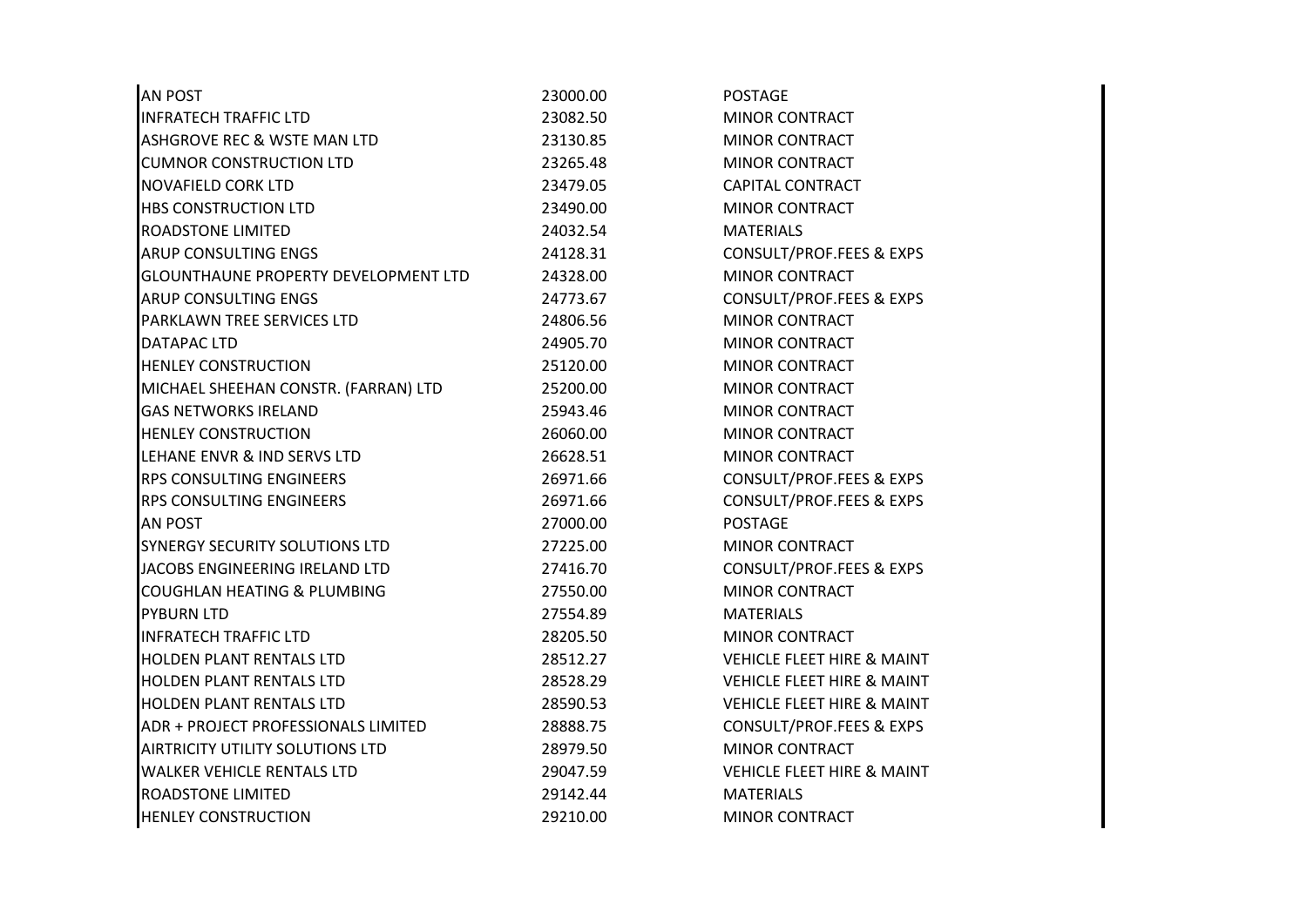| | | |
|---|---|---|
| AN POST | 23000.00 | POSTAGE |
| INFRATECH TRAFFIC LTD | 23082.50 | MINOR CONTRACT |
| ASHGROVE REC & WSTE MAN LTD | 23130.85 | MINOR CONTRACT |
| CUMNOR CONSTRUCTION LTD | 23265.48 | MINOR CONTRACT |
| NOVAFIELD CORK LTD | 23479.05 | CAPITAL CONTRACT |
| HBS CONSTRUCTION LTD | 23490.00 | MINOR CONTRACT |
| ROADSTONE LIMITED | 24032.54 | MATERIALS |
| ARUP CONSULTING ENGS | 24128.31 | CONSULT/PROF.FEES & EXPS |
| GLOUNTHAUNE PROPERTY DEVELOPMENT LTD | 24328.00 | MINOR CONTRACT |
| ARUP CONSULTING ENGS | 24773.67 | CONSULT/PROF.FEES & EXPS |
| PARKLAWN TREE SERVICES LTD | 24806.56 | MINOR CONTRACT |
| DATAPAC LTD | 24905.70 | MINOR CONTRACT |
| HENLEY CONSTRUCTION | 25120.00 | MINOR CONTRACT |
| MICHAEL SHEEHAN CONSTR. (FARRAN) LTD | 25200.00 | MINOR CONTRACT |
| GAS NETWORKS IRELAND | 25943.46 | MINOR CONTRACT |
| HENLEY CONSTRUCTION | 26060.00 | MINOR CONTRACT |
| LEHANE ENVR & IND SERVS LTD | 26628.51 | MINOR CONTRACT |
| RPS CONSULTING ENGINEERS | 26971.66 | CONSULT/PROF.FEES & EXPS |
| RPS CONSULTING ENGINEERS | 26971.66 | CONSULT/PROF.FEES & EXPS |
| AN POST | 27000.00 | POSTAGE |
| SYNERGY SECURITY SOLUTIONS LTD | 27225.00 | MINOR CONTRACT |
| JACOBS ENGINEERING IRELAND LTD | 27416.70 | CONSULT/PROF.FEES & EXPS |
| COUGHLAN HEATING & PLUMBING | 27550.00 | MINOR CONTRACT |
| PYBURN LTD | 27554.89 | MATERIALS |
| INFRATECH TRAFFIC LTD | 28205.50 | MINOR CONTRACT |
| HOLDEN PLANT RENTALS LTD | 28512.27 | VEHICLE FLEET HIRE & MAINT |
| HOLDEN PLANT RENTALS LTD | 28528.29 | VEHICLE FLEET HIRE & MAINT |
| HOLDEN PLANT RENTALS LTD | 28590.53 | VEHICLE FLEET HIRE & MAINT |
| ADR + PROJECT PROFESSIONALS LIMITED | 28888.75 | CONSULT/PROF.FEES & EXPS |
| AIRTRICITY UTILITY SOLUTIONS LTD | 28979.50 | MINOR CONTRACT |
| WALKER VEHICLE RENTALS LTD | 29047.59 | VEHICLE FLEET HIRE & MAINT |
| ROADSTONE LIMITED | 29142.44 | MATERIALS |
| HENLEY CONSTRUCTION | 29210.00 | MINOR CONTRACT |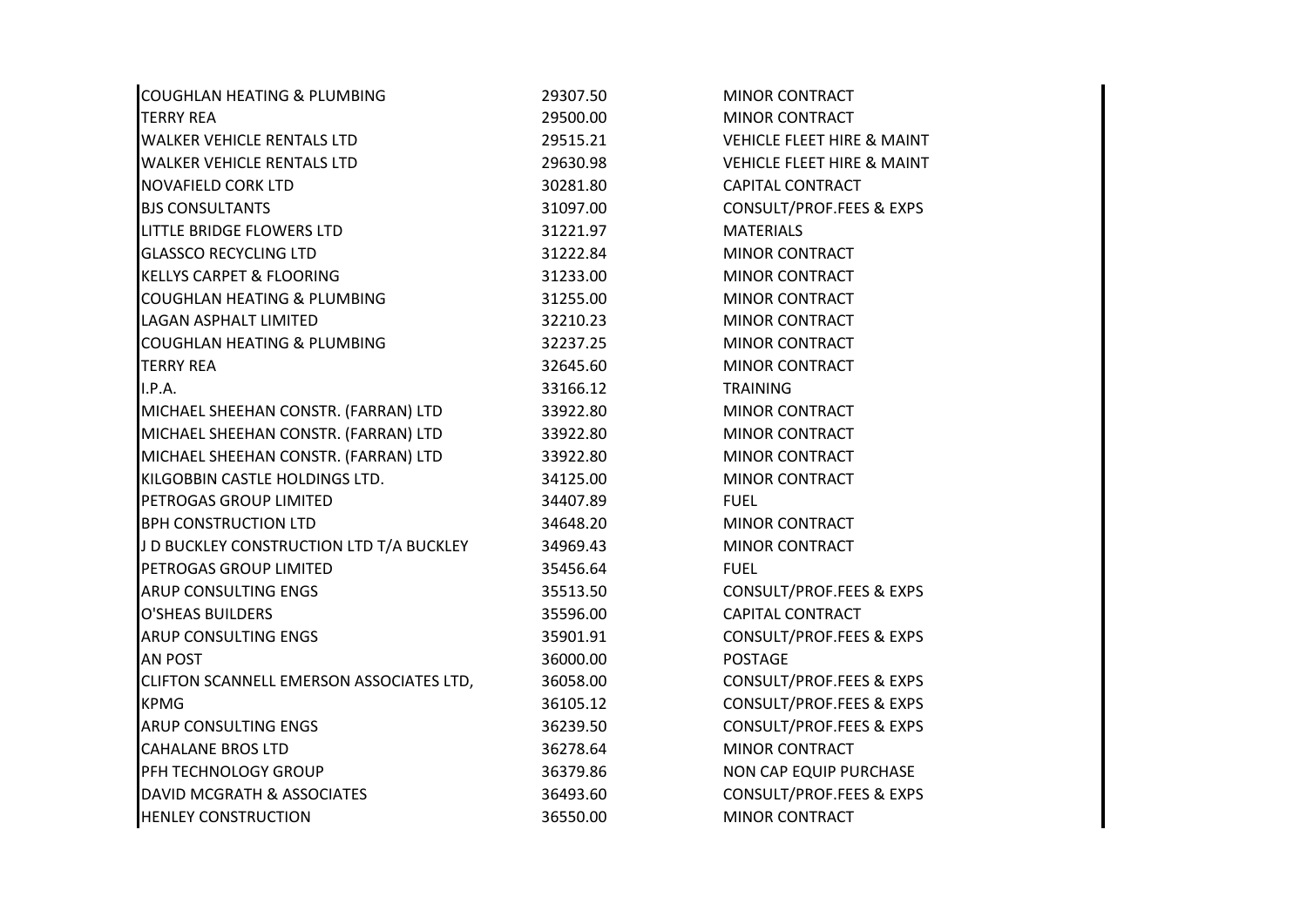| | | |
|---|---|---|
| COUGHLAN HEATING & PLUMBING | 29307.50 | MINOR CONTRACT |
| TERRY REA | 29500.00 | MINOR CONTRACT |
| WALKER VEHICLE RENTALS LTD | 29515.21 | VEHICLE FLEET HIRE & MAINT |
| WALKER VEHICLE RENTALS LTD | 29630.98 | VEHICLE FLEET HIRE & MAINT |
| NOVAFIELD CORK LTD | 30281.80 | CAPITAL CONTRACT |
| BJS CONSULTANTS | 31097.00 | CONSULT/PROF.FEES & EXPS |
| LITTLE BRIDGE FLOWERS LTD | 31221.97 | MATERIALS |
| GLASSCO RECYCLING LTD | 31222.84 | MINOR CONTRACT |
| KELLYS CARPET & FLOORING | 31233.00 | MINOR CONTRACT |
| COUGHLAN HEATING & PLUMBING | 31255.00 | MINOR CONTRACT |
| LAGAN ASPHALT LIMITED | 32210.23 | MINOR CONTRACT |
| COUGHLAN HEATING & PLUMBING | 32237.25 | MINOR CONTRACT |
| TERRY REA | 32645.60 | MINOR CONTRACT |
| I.P.A. | 33166.12 | TRAINING |
| MICHAEL SHEEHAN CONSTR. (FARRAN) LTD | 33922.80 | MINOR CONTRACT |
| MICHAEL SHEEHAN CONSTR. (FARRAN) LTD | 33922.80 | MINOR CONTRACT |
| MICHAEL SHEEHAN CONSTR. (FARRAN) LTD | 33922.80 | MINOR CONTRACT |
| KILGOBBIN CASTLE HOLDINGS LTD. | 34125.00 | MINOR CONTRACT |
| PETROGAS GROUP LIMITED | 34407.89 | FUEL |
| BPH CONSTRUCTION LTD | 34648.20 | MINOR CONTRACT |
| J D BUCKLEY CONSTRUCTION LTD T/A BUCKLEY | 34969.43 | MINOR CONTRACT |
| PETROGAS GROUP LIMITED | 35456.64 | FUEL |
| ARUP CONSULTING ENGS | 35513.50 | CONSULT/PROF.FEES & EXPS |
| O'SHEAS BUILDERS | 35596.00 | CAPITAL CONTRACT |
| ARUP CONSULTING ENGS | 35901.91 | CONSULT/PROF.FEES & EXPS |
| AN POST | 36000.00 | POSTAGE |
| CLIFTON SCANNELL EMERSON ASSOCIATES LTD, | 36058.00 | CONSULT/PROF.FEES & EXPS |
| KPMG | 36105.12 | CONSULT/PROF.FEES & EXPS |
| ARUP CONSULTING ENGS | 36239.50 | CONSULT/PROF.FEES & EXPS |
| CAHALANE BROS LTD | 36278.64 | MINOR CONTRACT |
| PFH TECHNOLOGY GROUP | 36379.86 | NON CAP EQUIP PURCHASE |
| DAVID MCGRATH & ASSOCIATES | 36493.60 | CONSULT/PROF.FEES & EXPS |
| HENLEY CONSTRUCTION | 36550.00 | MINOR CONTRACT |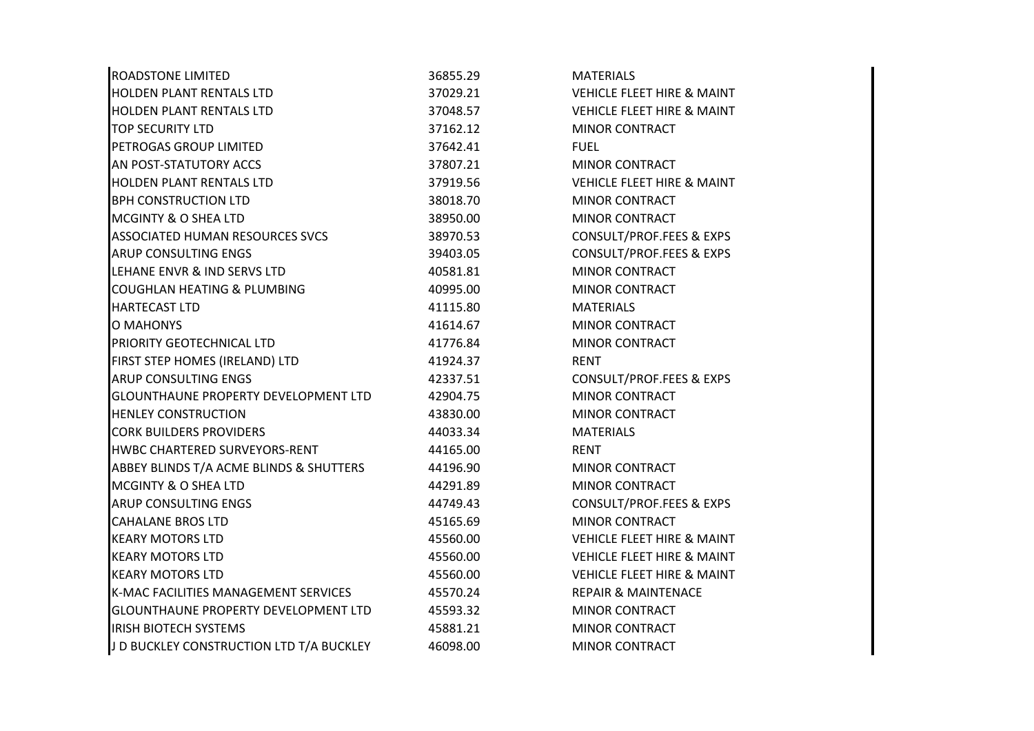| | | |
|---|---|---|
| ROADSTONE LIMITED | 36855.29 | MATERIALS |
| HOLDEN PLANT RENTALS LTD | 37029.21 | VEHICLE FLEET HIRE & MAINT |
| HOLDEN PLANT RENTALS LTD | 37048.57 | VEHICLE FLEET HIRE & MAINT |
| TOP SECURITY LTD | 37162.12 | MINOR CONTRACT |
| PETROGAS GROUP LIMITED | 37642.41 | FUEL |
| AN POST-STATUTORY ACCS | 37807.21 | MINOR CONTRACT |
| HOLDEN PLANT RENTALS LTD | 37919.56 | VEHICLE FLEET HIRE & MAINT |
| BPH CONSTRUCTION LTD | 38018.70 | MINOR CONTRACT |
| MCGINTY & O SHEA LTD | 38950.00 | MINOR CONTRACT |
| ASSOCIATED HUMAN RESOURCES SVCS | 38970.53 | CONSULT/PROF.FEES & EXPS |
| ARUP CONSULTING ENGS | 39403.05 | CONSULT/PROF.FEES & EXPS |
| LEHANE ENVR & IND SERVS LTD | 40581.81 | MINOR CONTRACT |
| COUGHLAN HEATING & PLUMBING | 40995.00 | MINOR CONTRACT |
| HARTECAST LTD | 41115.80 | MATERIALS |
| O MAHONYS | 41614.67 | MINOR CONTRACT |
| PRIORITY GEOTECHNICAL LTD | 41776.84 | MINOR CONTRACT |
| FIRST STEP HOMES (IRELAND) LTD | 41924.37 | RENT |
| ARUP CONSULTING ENGS | 42337.51 | CONSULT/PROF.FEES & EXPS |
| GLOUNTHAUNE PROPERTY DEVELOPMENT LTD | 42904.75 | MINOR CONTRACT |
| HENLEY CONSTRUCTION | 43830.00 | MINOR CONTRACT |
| CORK BUILDERS PROVIDERS | 44033.34 | MATERIALS |
| HWBC CHARTERED SURVEYORS-RENT | 44165.00 | RENT |
| ABBEY BLINDS T/A ACME BLINDS & SHUTTERS | 44196.90 | MINOR CONTRACT |
| MCGINTY & O SHEA LTD | 44291.89 | MINOR CONTRACT |
| ARUP CONSULTING ENGS | 44749.43 | CONSULT/PROF.FEES & EXPS |
| CAHALANE BROS LTD | 45165.69 | MINOR CONTRACT |
| KEARY MOTORS LTD | 45560.00 | VEHICLE FLEET HIRE & MAINT |
| KEARY MOTORS LTD | 45560.00 | VEHICLE FLEET HIRE & MAINT |
| KEARY MOTORS LTD | 45560.00 | VEHICLE FLEET HIRE & MAINT |
| K-MAC FACILITIES MANAGEMENT SERVICES | 45570.24 | REPAIR & MAINTENACE |
| GLOUNTHAUNE PROPERTY DEVELOPMENT LTD | 45593.32 | MINOR CONTRACT |
| IRISH BIOTECH SYSTEMS | 45881.21 | MINOR CONTRACT |
| J D BUCKLEY CONSTRUCTION LTD T/A BUCKLEY | 46098.00 | MINOR CONTRACT |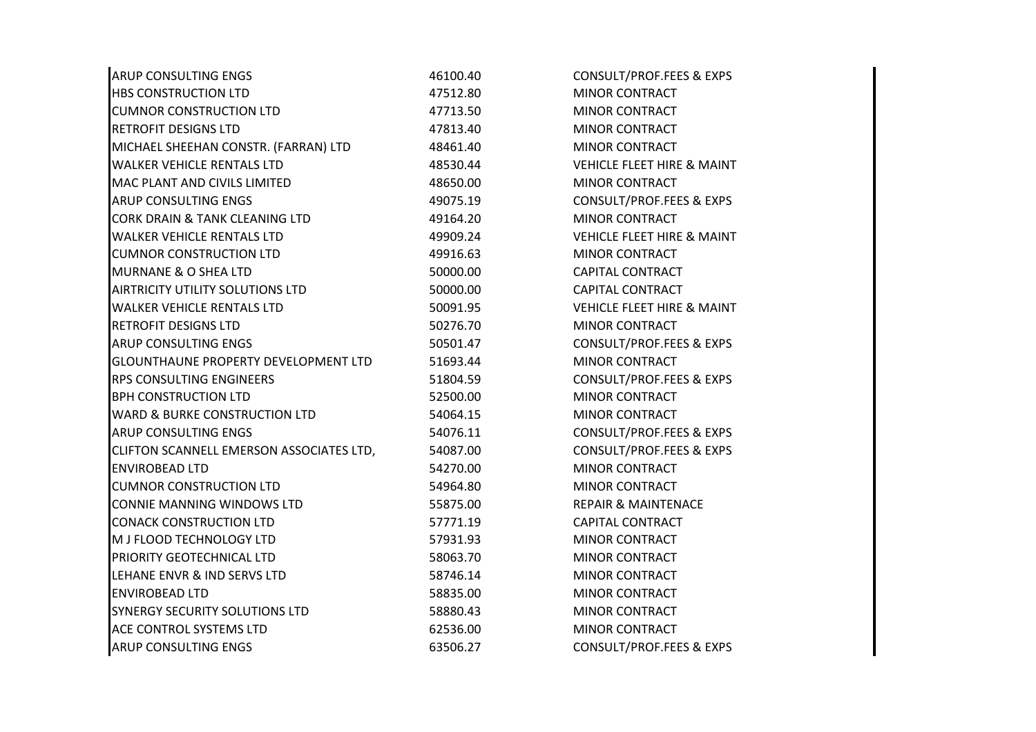| | | |
|---|---|---|
| ARUP CONSULTING ENGS | 46100.40 | CONSULT/PROF.FEES & EXPS |
| HBS CONSTRUCTION LTD | 47512.80 | MINOR CONTRACT |
| CUMNOR CONSTRUCTION LTD | 47713.50 | MINOR CONTRACT |
| RETROFIT DESIGNS LTD | 47813.40 | MINOR CONTRACT |
| MICHAEL SHEEHAN CONSTR. (FARRAN) LTD | 48461.40 | MINOR CONTRACT |
| WALKER VEHICLE RENTALS LTD | 48530.44 | VEHICLE FLEET HIRE & MAINT |
| MAC PLANT AND CIVILS LIMITED | 48650.00 | MINOR CONTRACT |
| ARUP CONSULTING ENGS | 49075.19 | CONSULT/PROF.FEES & EXPS |
| CORK DRAIN & TANK CLEANING LTD | 49164.20 | MINOR CONTRACT |
| WALKER VEHICLE RENTALS LTD | 49909.24 | VEHICLE FLEET HIRE & MAINT |
| CUMNOR CONSTRUCTION LTD | 49916.63 | MINOR CONTRACT |
| MURNANE & O SHEA LTD | 50000.00 | CAPITAL CONTRACT |
| AIRTRICITY UTILITY SOLUTIONS LTD | 50000.00 | CAPITAL CONTRACT |
| WALKER VEHICLE RENTALS LTD | 50091.95 | VEHICLE FLEET HIRE & MAINT |
| RETROFIT DESIGNS LTD | 50276.70 | MINOR CONTRACT |
| ARUP CONSULTING ENGS | 50501.47 | CONSULT/PROF.FEES & EXPS |
| GLOUNTHAUNE PROPERTY DEVELOPMENT LTD | 51693.44 | MINOR CONTRACT |
| RPS CONSULTING ENGINEERS | 51804.59 | CONSULT/PROF.FEES & EXPS |
| BPH CONSTRUCTION LTD | 52500.00 | MINOR CONTRACT |
| WARD & BURKE CONSTRUCTION LTD | 54064.15 | MINOR CONTRACT |
| ARUP CONSULTING ENGS | 54076.11 | CONSULT/PROF.FEES & EXPS |
| CLIFTON SCANNELL EMERSON ASSOCIATES LTD, | 54087.00 | CONSULT/PROF.FEES & EXPS |
| ENVIROBEAD LTD | 54270.00 | MINOR CONTRACT |
| CUMNOR CONSTRUCTION LTD | 54964.80 | MINOR CONTRACT |
| CONNIE MANNING WINDOWS LTD | 55875.00 | REPAIR & MAINTENACE |
| CONACK CONSTRUCTION LTD | 57771.19 | CAPITAL CONTRACT |
| M J FLOOD TECHNOLOGY LTD | 57931.93 | MINOR CONTRACT |
| PRIORITY GEOTECHNICAL LTD | 58063.70 | MINOR CONTRACT |
| LEHANE ENVR & IND SERVS LTD | 58746.14 | MINOR CONTRACT |
| ENVIROBEAD LTD | 58835.00 | MINOR CONTRACT |
| SYNERGY SECURITY SOLUTIONS LTD | 58880.43 | MINOR CONTRACT |
| ACE CONTROL SYSTEMS LTD | 62536.00 | MINOR CONTRACT |
| ARUP CONSULTING ENGS | 63506.27 | CONSULT/PROF.FEES & EXPS |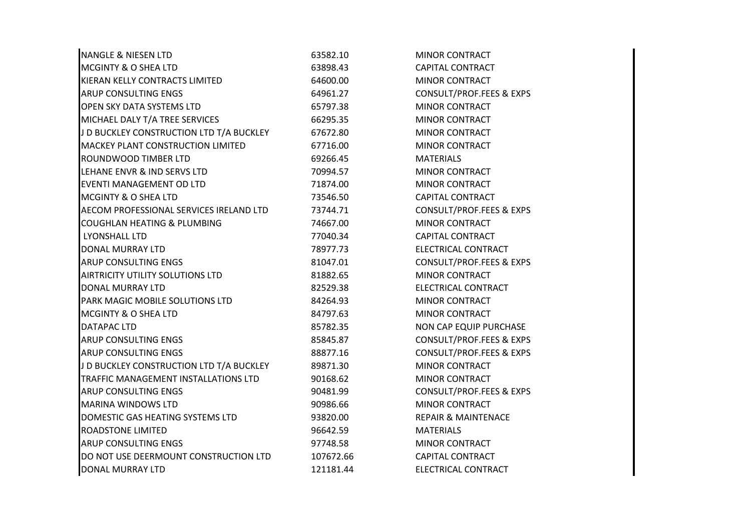| | | |
|---|---|---|
| NANGLE & NIESEN LTD | 63582.10 | MINOR CONTRACT |
| MCGINTY & O SHEA LTD | 63898.43 | CAPITAL CONTRACT |
| KIERAN KELLY CONTRACTS LIMITED | 64600.00 | MINOR CONTRACT |
| ARUP CONSULTING ENGS | 64961.27 | CONSULT/PROF.FEES & EXPS |
| OPEN SKY DATA SYSTEMS LTD | 65797.38 | MINOR CONTRACT |
| MICHAEL DALY T/A TREE SERVICES | 66295.35 | MINOR CONTRACT |
| J D BUCKLEY CONSTRUCTION LTD T/A BUCKLEY | 67672.80 | MINOR CONTRACT |
| MACKEY PLANT CONSTRUCTION LIMITED | 67716.00 | MINOR CONTRACT |
| ROUNDWOOD TIMBER LTD | 69266.45 | MATERIALS |
| LEHANE ENVR & IND SERVS LTD | 70994.57 | MINOR CONTRACT |
| EVENTI MANAGEMENT OD LTD | 71874.00 | MINOR CONTRACT |
| MCGINTY & O SHEA LTD | 73546.50 | CAPITAL CONTRACT |
| AECOM PROFESSIONAL SERVICES IRELAND LTD | 73744.71 | CONSULT/PROF.FEES & EXPS |
| COUGHLAN HEATING & PLUMBING | 74667.00 | MINOR CONTRACT |
| LYONSHALL LTD | 77040.34 | CAPITAL CONTRACT |
| DONAL MURRAY LTD | 78977.73 | ELECTRICAL CONTRACT |
| ARUP CONSULTING ENGS | 81047.01 | CONSULT/PROF.FEES & EXPS |
| AIRTRICITY UTILITY SOLUTIONS LTD | 81882.65 | MINOR CONTRACT |
| DONAL MURRAY LTD | 82529.38 | ELECTRICAL CONTRACT |
| PARK MAGIC MOBILE SOLUTIONS LTD | 84264.93 | MINOR CONTRACT |
| MCGINTY & O SHEA LTD | 84797.63 | MINOR CONTRACT |
| DATAPAC LTD | 85782.35 | NON CAP EQUIP PURCHASE |
| ARUP CONSULTING ENGS | 85845.87 | CONSULT/PROF.FEES & EXPS |
| ARUP CONSULTING ENGS | 88877.16 | CONSULT/PROF.FEES & EXPS |
| J D BUCKLEY CONSTRUCTION LTD T/A BUCKLEY | 89871.30 | MINOR CONTRACT |
| TRAFFIC MANAGEMENT INSTALLATIONS LTD | 90168.62 | MINOR CONTRACT |
| ARUP CONSULTING ENGS | 90481.99 | CONSULT/PROF.FEES & EXPS |
| MARINA WINDOWS LTD | 90986.66 | MINOR CONTRACT |
| DOMESTIC GAS HEATING SYSTEMS LTD | 93820.00 | REPAIR & MAINTENACE |
| ROADSTONE LIMITED | 96642.59 | MATERIALS |
| ARUP CONSULTING ENGS | 97748.58 | MINOR CONTRACT |
| DO NOT USE DEERMOUNT CONSTRUCTION LTD | 107672.66 | CAPITAL CONTRACT |
| DONAL MURRAY LTD | 121181.44 | ELECTRICAL CONTRACT |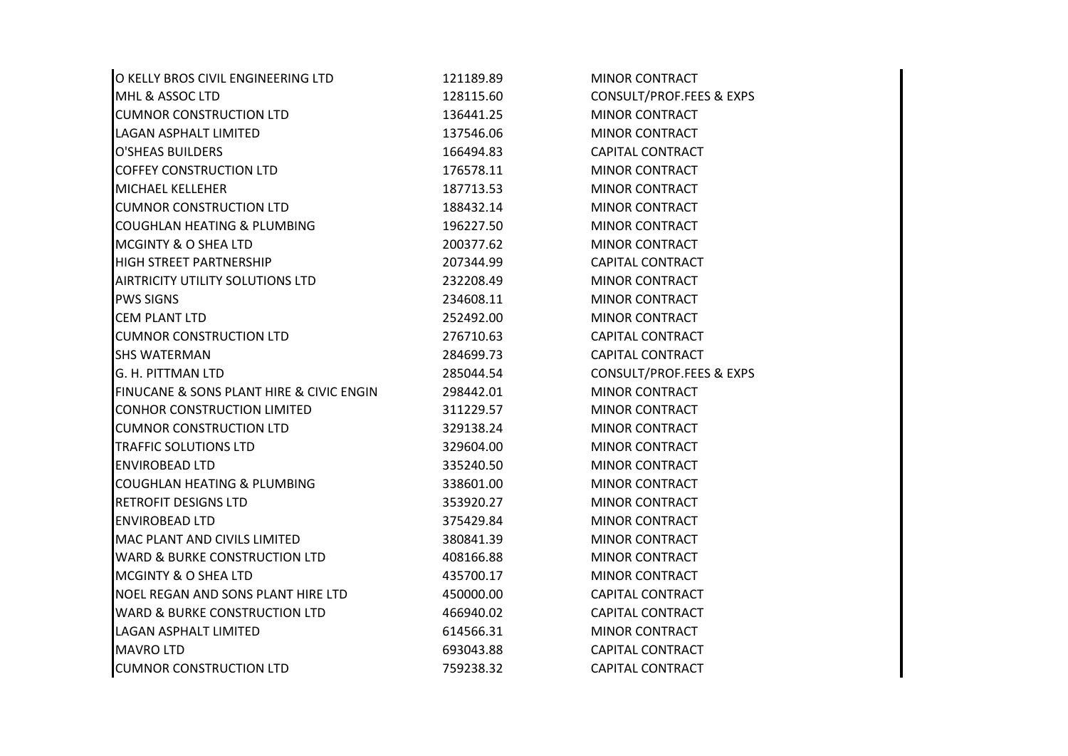| | | |
|---|---|---|
| O KELLY BROS CIVIL ENGINEERING LTD | 121189.89 | MINOR CONTRACT |
| MHL & ASSOC LTD | 128115.60 | CONSULT/PROF.FEES & EXPS |
| CUMNOR CONSTRUCTION LTD | 136441.25 | MINOR CONTRACT |
| LAGAN ASPHALT LIMITED | 137546.06 | MINOR CONTRACT |
| O'SHEAS BUILDERS | 166494.83 | CAPITAL CONTRACT |
| COFFEY CONSTRUCTION LTD | 176578.11 | MINOR CONTRACT |
| MICHAEL KELLEHER | 187713.53 | MINOR CONTRACT |
| CUMNOR CONSTRUCTION LTD | 188432.14 | MINOR CONTRACT |
| COUGHLAN HEATING & PLUMBING | 196227.50 | MINOR CONTRACT |
| MCGINTY & O SHEA LTD | 200377.62 | MINOR CONTRACT |
| HIGH STREET PARTNERSHIP | 207344.99 | CAPITAL CONTRACT |
| AIRTRICITY UTILITY SOLUTIONS LTD | 232208.49 | MINOR CONTRACT |
| PWS SIGNS | 234608.11 | MINOR CONTRACT |
| CEM PLANT LTD | 252492.00 | MINOR CONTRACT |
| CUMNOR CONSTRUCTION LTD | 276710.63 | CAPITAL CONTRACT |
| SHS WATERMAN | 284699.73 | CAPITAL CONTRACT |
| G. H. PITTMAN LTD | 285044.54 | CONSULT/PROF.FEES & EXPS |
| FINUCANE & SONS PLANT HIRE & CIVIC ENGIN | 298442.01 | MINOR CONTRACT |
| CONHOR CONSTRUCTION LIMITED | 311229.57 | MINOR CONTRACT |
| CUMNOR CONSTRUCTION LTD | 329138.24 | MINOR CONTRACT |
| TRAFFIC SOLUTIONS LTD | 329604.00 | MINOR CONTRACT |
| ENVIROBEAD LTD | 335240.50 | MINOR CONTRACT |
| COUGHLAN HEATING & PLUMBING | 338601.00 | MINOR CONTRACT |
| RETROFIT DESIGNS LTD | 353920.27 | MINOR CONTRACT |
| ENVIROBEAD LTD | 375429.84 | MINOR CONTRACT |
| MAC PLANT AND CIVILS LIMITED | 380841.39 | MINOR CONTRACT |
| WARD & BURKE CONSTRUCTION LTD | 408166.88 | MINOR CONTRACT |
| MCGINTY & O SHEA LTD | 435700.17 | MINOR CONTRACT |
| NOEL REGAN AND SONS PLANT HIRE LTD | 450000.00 | CAPITAL CONTRACT |
| WARD & BURKE CONSTRUCTION LTD | 466940.02 | CAPITAL CONTRACT |
| LAGAN ASPHALT LIMITED | 614566.31 | MINOR CONTRACT |
| MAVRO LTD | 693043.88 | CAPITAL CONTRACT |
| CUMNOR CONSTRUCTION LTD | 759238.32 | CAPITAL CONTRACT |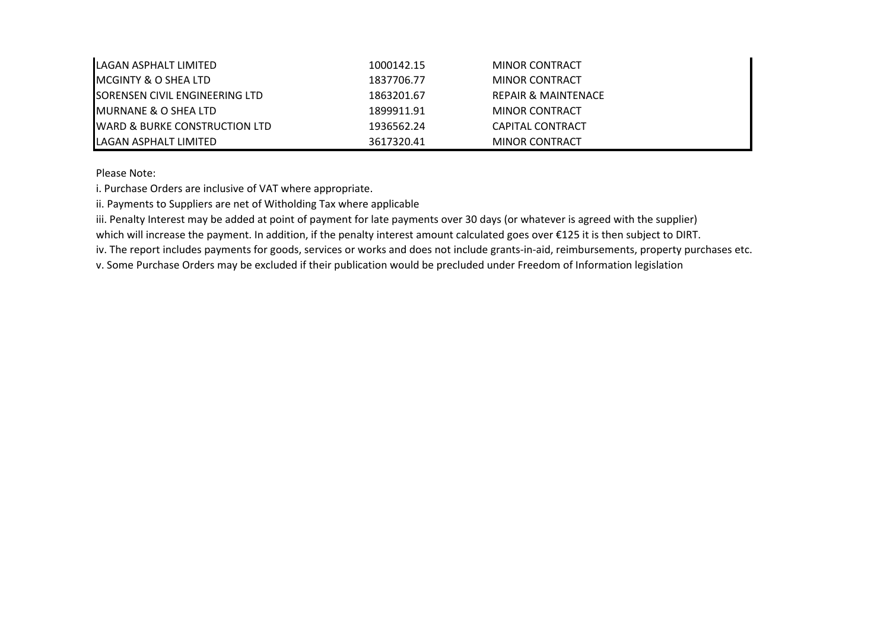| | | |
|---|---|---|
| LAGAN ASPHALT LIMITED | 1000142.15 | MINOR CONTRACT |
| MCGINTY & O SHEA LTD | 1837706.77 | MINOR CONTRACT |
| SORENSEN CIVIL ENGINEERING LTD | 1863201.67 | REPAIR & MAINTENACE |
| MURNANE & O SHEA LTD | 1899911.91 | MINOR CONTRACT |
| WARD & BURKE CONSTRUCTION LTD | 1936562.24 | CAPITAL CONTRACT |
| LAGAN ASPHALT LIMITED | 3617320.41 | MINOR CONTRACT |

Please Note:

i. Purchase Orders are inclusive of VAT where appropriate.

ii. Payments to Suppliers are net of Witholding Tax where applicable

iii. Penalty Interest may be added at point of payment for late payments over 30 days (or whatever is agreed with the supplier) which will increase the payment. In addition, if the penalty interest amount calculated goes over €125 it is then subject to DIRT.

iv. The report includes payments for goods, services or works and does not include grants-in-aid, reimbursements, property purchases etc.

v. Some Purchase Orders may be excluded if their publication would be precluded under Freedom of Information legislation